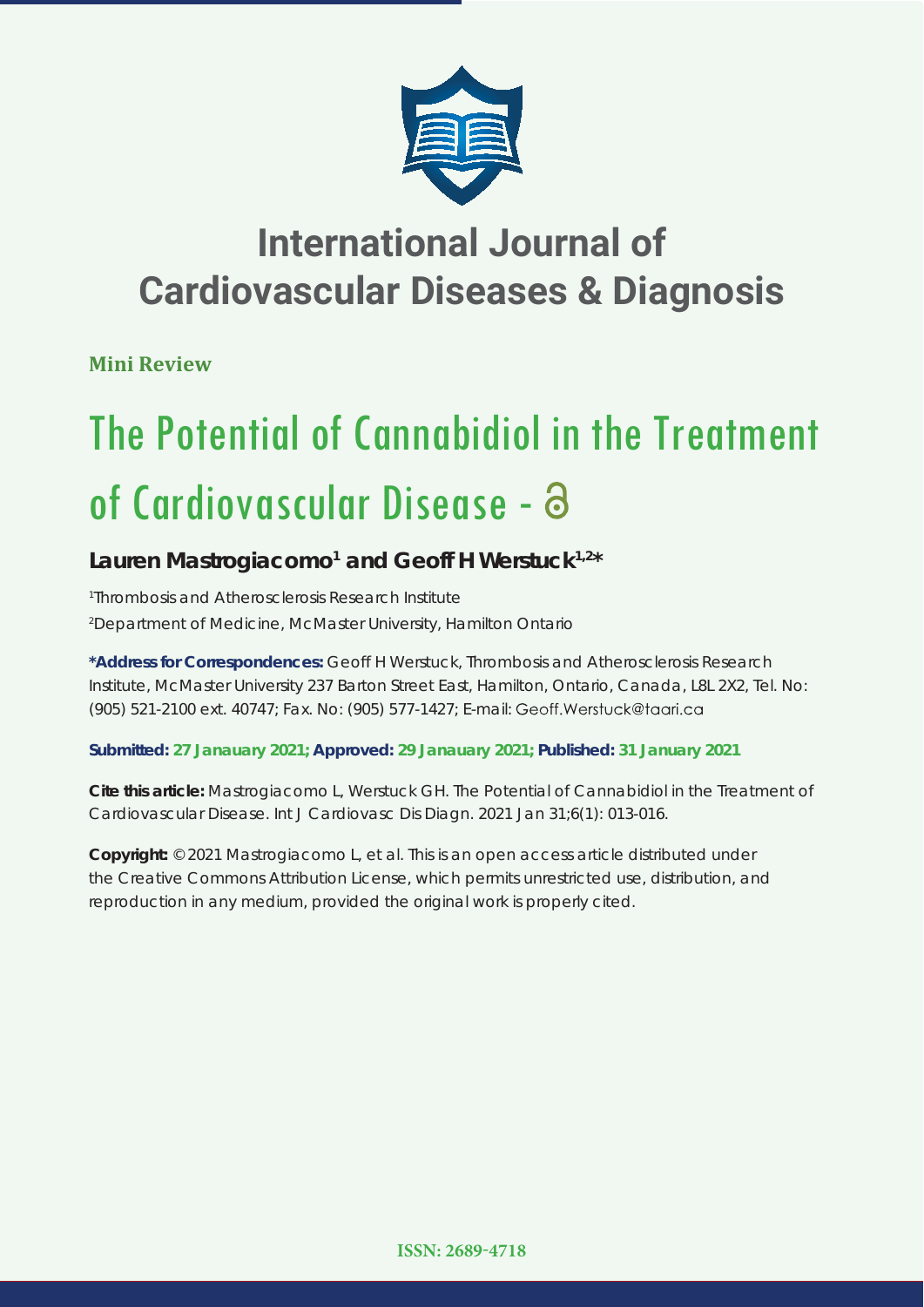# International Journal of Cardiovascular Diseases & Diagnosis

**Mini Review**

# The Potential of Cannabidiol in the Treatment of Cardiovascular Disease -

**Lauren Mastrogiacomo[1] and Geoff H Werstuck[1,2]***

[1]Thrombosis and Atherosclerosis Research Institute
[2]Department of Medicine, McMaster University, Hamilton Ontario

**\*Address for Correspondences:** Geoff H Werstuck, Thrombosis and Atherosclerosis Research Institute, McMaster University 237 Barton Street East, Hamilton, Ontario, Canada, L8L 2X2, Tel. No: (905) 521-2100 ext. 40747; Fax. No: (905) 577-1427; E-mail: Geoff.Werstuck@taari.ca

**Submitted: 27 Janauary 2021; Approved: 29 Janauary 2021; Published: 31 January 2021**

**Cite this article:** Mastrogiacomo L, Werstuck GH. The Potential of Cannabidiol in the Treatment of Cardiovascular Disease. Int J Cardiovasc Dis Diagn. 2021 Jan 31;6(1): 013-016.

**Copyright:** © 2021 Mastrogiacomo L, et al. This is an open access article distributed under the Creative Commons Attribution License, which permits unrestricted use, distribution, and reproduction in any medium, provided the original work is properly cited.

**ISSN: 2689-4718**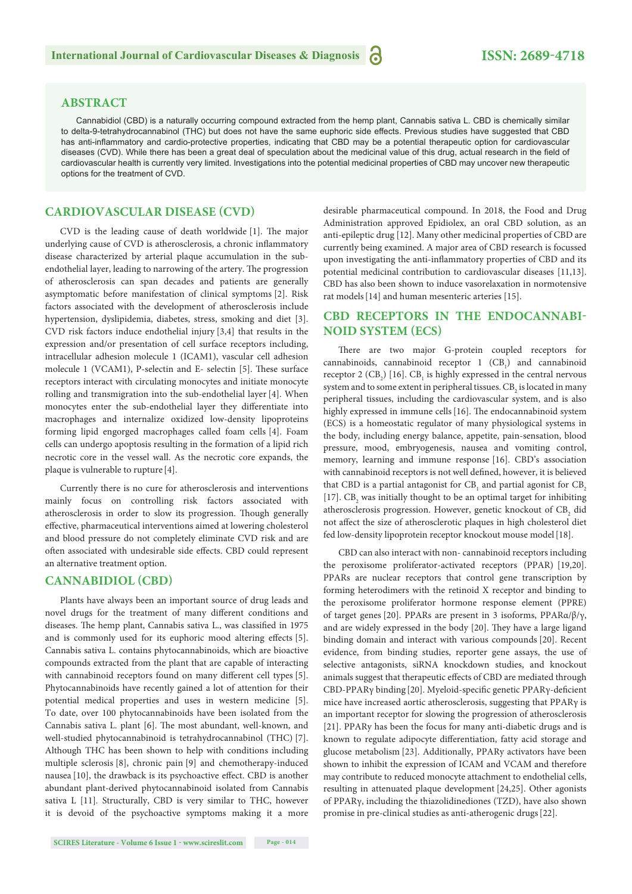## ABSTRACT

Cannabidiol (CBD) is a naturally occurring compound extracted from the hemp plant, Cannabis sativa L. CBD is chemically similar to delta-9-tetrahydrocannabinol (THC) but does not have the same euphoric side effects. Previous studies have suggested that CBD has anti-inflammatory and cardio-protective properties, indicating that CBD may be a potential therapeutic option for cardiovascular diseases (CVD). While there has been a great deal of speculation about the medicinal value of this drug, actual research in the field of cardiovascular health is currently very limited. Investigations into the potential medicinal properties of CBD may uncover new therapeutic options for the treatment of CVD.

## CARDIOVASCULAR DISEASE (CVD)

CVD is the leading cause of death worldwide [1]. The major underlying cause of CVD is atherosclerosis, a chronic inflammatory disease characterized by arterial plaque accumulation in the sub-endothelial layer, leading to narrowing of the artery. The progression of atherosclerosis can span decades and patients are generally asymptomatic before manifestation of clinical symptoms [2]. Risk factors associated with the development of atherosclerosis include hypertension, dyslipidemia, diabetes, stress, smoking and diet [3]. CVD risk factors induce endothelial injury [3,4] that results in the expression and/or presentation of cell surface receptors including, intracellular adhesion molecule 1 (ICAM1), vascular cell adhesion molecule 1 (VCAM1), P-selectin and E- selectin [5]. These surface receptors interact with circulating monocytes and initiate monocyte rolling and transmigration into the sub-endothelial layer [4]. When monocytes enter the sub-endothelial layer they differentiate into macrophages and internalize oxidized low-density lipoproteins forming lipid engorged macrophages called foam cells [4]. Foam cells can undergo apoptosis resulting in the formation of a lipid rich necrotic core in the vessel wall. As the necrotic core expands, the plaque is vulnerable to rupture [4].

Currently there is no cure for atherosclerosis and interventions mainly focus on controlling risk factors associated with atherosclerosis in order to slow its progression. Though generally effective, pharmaceutical interventions aimed at lowering cholesterol and blood pressure do not completely eliminate CVD risk and are often associated with undesirable side effects. CBD could represent an alternative treatment option.

## CANNABIDIOL (CBD)

Plants have always been an important source of drug leads and novel drugs for the treatment of many different conditions and diseases. The hemp plant, Cannabis sativa L., was classified in 1975 and is commonly used for its euphoric mood altering effects [5]. Cannabis sativa L. contains phytocannabinoids, which are bioactive compounds extracted from the plant that are capable of interacting with cannabinoid receptors found on many different cell types [5]. Phytocannabinoids have recently gained a lot of attention for their potential medical properties and uses in western medicine [5]. To date, over 100 phytocannabinoids have been isolated from the Cannabis sativa L. plant [6]. The most abundant, well-known, and well-studied phytocannabinoid is tetrahydrocannabinol (THC) [7]. Although THC has been shown to help with conditions including multiple sclerosis [8], chronic pain [9] and chemotherapy-induced nausea [10], the drawback is its psychoactive effect. CBD is another abundant plant-derived phytocannabinoid isolated from Cannabis sativa L [11]. Structurally, CBD is very similar to THC, however it is devoid of the psychoactive symptoms making it a more desirable pharmaceutical compound. In 2018, the Food and Drug Administration approved Epidiolex, an oral CBD solution, as an anti-epileptic drug [12]. Many other medicinal properties of CBD are currently being examined. A major area of CBD research is focussed upon investigating the anti-inflammatory properties of CBD and its potential medicinal contribution to cardiovascular diseases [11,13]. CBD has also been shown to induce vasorelaxation in normotensive rat models [14] and human mesenteric arteries [15].

## CBD RECEPTORS IN THE ENDOCANNABINOID SYSTEM (ECS)

There are two major G-protein coupled receptors for cannabinoids, cannabinoid receptor 1 ($CB_1$) and cannabinoid receptor 2 ($CB_2$) [16]. $CB_1$ is highly expressed in the central nervous system and to some extent in peripheral tissues. $CB_2$ is located in many peripheral tissues, including the cardiovascular system, and is also highly expressed in immune cells [16]. The endocannabinoid system (ECS) is a homeostatic regulator of many physiological systems in the body, including energy balance, appetite, pain-sensation, blood pressure, mood, embryogenesis, nausea and vomiting control, memory, learning and immune response [16]. CBD's association with cannabinoid receptors is not well defined, however, it is believed that CBD is a partial antagonist for $CB_1$ and partial agonist for $CB_2$ [17]. $CB_2$ was initially thought to be an optimal target for inhibiting atherosclerosis progression. However, genetic knockout of $CB_2$ did not affect the size of atherosclerotic plaques in high cholesterol diet fed low-density lipoprotein receptor knockout mouse model [18].

CBD can also interact with non- cannabinoid receptors including the peroxisome proliferator-activated receptors (PPAR) [19,20]. PPARs are nuclear receptors that control gene transcription by forming heterodimers with the retinoid X receptor and binding to the peroxisome proliferator hormone response element (PPRE) of target genes [20]. PPARs are present in 3 isoforms, PPARα/β/γ, and are widely expressed in the body [20]. They have a large ligand binding domain and interact with various compounds [20]. Recent evidence, from binding studies, reporter gene assays, the use of selective antagonists, siRNA knockdown studies, and knockout animals suggest that therapeutic effects of CBD are mediated through CBD-PPARγ binding [20]. Myeloid-specific genetic PPARγ-deficient mice have increased aortic atherosclerosis, suggesting that PPARγ is an important receptor for slowing the progression of atherosclerosis [21]. PPARγ has been the focus for many anti-diabetic drugs and is known to regulate adipocyte differentiation, fatty acid storage and glucose metabolism [23]. Additionally, PPARγ activators have been shown to inhibit the expression of ICAM and VCAM and therefore may contribute to reduced monocyte attachment to endothelial cells, resulting in attenuated plaque development [24,25]. Other agonists of PPARγ, including the thiazolidinediones (TZD), have also shown promise in pre-clinical studies as anti-atherogenic drugs [22].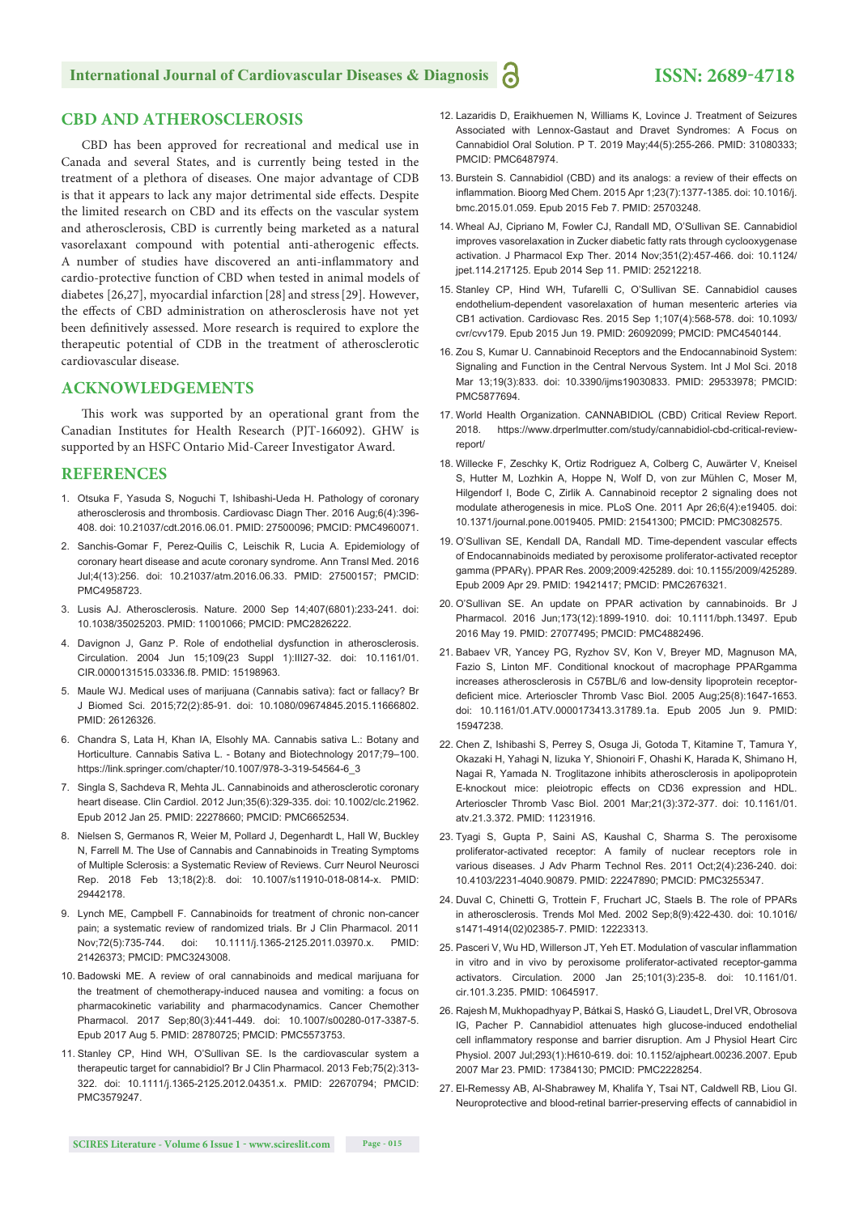## CBD AND ATHEROSCLEROSIS

CBD has been approved for recreational and medical use in Canada and several States, and is currently being tested in the treatment of a plethora of diseases. One major advantage of CDB is that it appears to lack any major detrimental side effects. Despite the limited research on CBD and its effects on the vascular system and atherosclerosis, CBD is currently being marketed as a natural vasorelaxant compound with potential anti-atherogenic effects. A number of studies have discovered an anti-inflammatory and cardio-protective function of CBD when tested in animal models of diabetes [26,27], myocardial infarction [28] and stress [29]. However, the effects of CBD administration on atherosclerosis have not yet been definitively assessed. More research is required to explore the therapeutic potential of CDB in the treatment of atherosclerotic cardiovascular disease.

## ACKNOWLEDGEMENTS

This work was supported by an operational grant from the Canadian Institutes for Health Research (PJT-166092). GHW is supported by an HSFC Ontario Mid-Career Investigator Award.

## REFERENCES

1. Otsuka F, Yasuda S, Noguchi T, Ishibashi-Ueda H. Pathology of coronary atherosclerosis and thrombosis. Cardiovasc Diagn Ther. 2016 Aug;6(4):396-408. doi: 10.21037/cdt.2016.06.01. PMID: 27500096; PMCID: PMC4960071.
2. Sanchis-Gomar F, Perez-Quilis C, Leischik R, Lucia A. Epidemiology of coronary heart disease and acute coronary syndrome. Ann Transl Med. 2016 Jul;4(13):256. doi: 10.21037/atm.2016.06.33. PMID: 27500157; PMCID: PMC4958723.
3. Lusis AJ. Atherosclerosis. Nature. 2000 Sep 14;407(6801):233-241. doi: 10.1038/35025203. PMID: 11001066; PMCID: PMC2826222.
4. Davignon J, Ganz P. Role of endothelial dysfunction in atherosclerosis. Circulation. 2004 Jun 15;109(23 Suppl 1):III27-32. doi: 10.1161/01.CIR.0000131515.03336.f8. PMID: 15198963.
5. Maule WJ. Medical uses of marijuana (Cannabis sativa): fact or fallacy? Br J Biomed Sci. 2015;72(2):85-91. doi: 10.1080/09674845.2015.11666802. PMID: 26126326.
6. Chandra S, Lata H, Khan IA, Elsohly MA. Cannabis sativa L.: Botany and Horticulture. Cannabis Sativa L. - Botany and Biotechnology 2017;79–100. https://link.springer.com/chapter/10.1007/978-3-319-54564-6_3
7. Singla S, Sachdeva R, Mehta JL. Cannabinoids and atherosclerotic coronary heart disease. Clin Cardiol. 2012 Jun;35(6):329-335. doi: 10.1002/clc.21962. Epub 2012 Jan 25. PMID: 22278660; PMCID: PMC6652534.
8. Nielsen S, Germanos R, Weier M, Pollard J, Degenhardt L, Hall W, Buckley N, Farrell M. The Use of Cannabis and Cannabinoids in Treating Symptoms of Multiple Sclerosis: a Systematic Review of Reviews. Curr Neurol Neurosci Rep. 2018 Feb 13;18(2):8. doi: 10.1007/s11910-018-0814-x. PMID: 29442178.
9. Lynch ME, Campbell F. Cannabinoids for treatment of chronic non-cancer pain; a systematic review of randomized trials. Br J Clin Pharmacol. 2011 Nov;72(5):735-744. doi: 10.1111/j.1365-2125.2011.03970.x. PMID: 21426373; PMCID: PMC3243008.
10. Badowski ME. A review of oral cannabinoids and medical marijuana for the treatment of chemotherapy-induced nausea and vomiting: a focus on pharmacokinetic variability and pharmacodynamics. Cancer Chemother Pharmacol. 2017 Sep;80(3):441-449. doi: 10.1007/s00280-017-3387-5. Epub 2017 Aug 5. PMID: 28780725; PMCID: PMC5573753.
11. Stanley CP, Hind WH, O'Sullivan SE. Is the cardiovascular system a therapeutic target for cannabidiol? Br J Clin Pharmacol. 2013 Feb;75(2):313-322. doi: 10.1111/j.1365-2125.2012.04351.x. PMID: 22670794; PMCID: PMC3579247.
12. Lazaridis D, Eraikhuemen N, Williams K, Lovince J. Treatment of Seizures Associated with Lennox-Gastaut and Dravet Syndromes: A Focus on Cannabidiol Oral Solution. P T. 2019 May;44(5):255-266. PMID: 31080333; PMCID: PMC6487974.
13. Burstein S. Cannabidiol (CBD) and its analogs: a review of their effects on inflammation. Bioorg Med Chem. 2015 Apr 1;23(7):1377-1385. doi: 10.1016/j.bmc.2015.01.059. Epub 2015 Feb 7. PMID: 25703248.
14. Wheal AJ, Cipriano M, Fowler CJ, Randall MD, O'Sullivan SE. Cannabidiol improves vasorelaxation in Zucker diabetic fatty rats through cyclooxygenase activation. J Pharmacol Exp Ther. 2014 Nov;351(2):457-466. doi: 10.1124/jpet.114.217125. Epub 2014 Sep 11. PMID: 25212218.
15. Stanley CP, Hind WH, Tufarelli C, O'Sullivan SE. Cannabidiol causes endothelium-dependent vasorelaxation of human mesenteric arteries via CB1 activation. Cardiovasc Res. 2015 Sep 1;107(4):568-578. doi: 10.1093/cvr/cvv179. Epub 2015 Jun 19. PMID: 26092099; PMCID: PMC4540144.
16. Zou S, Kumar U. Cannabinoid Receptors and the Endocannabinoid System: Signaling and Function in the Central Nervous System. Int J Mol Sci. 2018 Mar 13;19(3):833. doi: 10.3390/ijms19030833. PMID: 29533978; PMCID: PMC5877694.
17. World Health Organization. CANNABIDIOL (CBD) Critical Review Report. 2018. https://www.drperlmutter.com/study/cannabidiol-cbd-critical-review-report/
18. Willecke F, Zeschky K, Ortiz Rodriguez A, Colberg C, Auwärter V, Kneisel S, Hutter M, Lozhkin A, Hoppe N, Wolf D, von zur Mühlen C, Moser M, Hilgendorf I, Bode C, Zirlik A. Cannabinoid receptor 2 signaling does not modulate atherogenesis in mice. PLoS One. 2011 Apr 26;6(4):e19405. doi: 10.1371/journal.pone.0019405. PMID: 21541300; PMCID: PMC3082575.
19. O'Sullivan SE, Kendall DA, Randall MD. Time-dependent vascular effects of Endocannabinoids mediated by peroxisome proliferator-activated receptor gamma (PPARγ). PPAR Res. 2009;2009:425289. doi: 10.1155/2009/425289. Epub 2009 Apr 29. PMID: 19421417; PMCID: PMC2676321.
20. O'Sullivan SE. An update on PPAR activation by cannabinoids. Br J Pharmacol. 2016 Jun;173(12):1899-1910. doi: 10.1111/bph.13497. Epub 2016 May 19. PMID: 27077495; PMCID: PMC4882496.
21. Babaev VR, Yancey PG, Ryzhov SV, Kon V, Breyer MD, Magnuson MA, Fazio S, Linton MF. Conditional knockout of macrophage PPARgamma increases atherosclerosis in C57BL/6 and low-density lipoprotein receptor-deficient mice. Arterioscler Thromb Vasc Biol. 2005 Aug;25(8):1647-1653. doi: 10.1161/01.ATV.0000173413.31789.1a. Epub 2005 Jun 9. PMID: 15947238.
22. Chen Z, Ishibashi S, Perrey S, Osuga Ji, Gotoda T, Kitamine T, Tamura Y, Okazaki H, Yahagi N, Iizuka Y, Shionoiri F, Ohashi K, Harada K, Shimano H, Nagai R, Yamada N. Troglitazone inhibits atherosclerosis in apolipoprotein E-knockout mice: pleiotropic effects on CD36 expression and HDL. Arterioscler Thromb Vasc Biol. 2001 Mar;21(3):372-377. doi: 10.1161/01.atv.21.3.372. PMID: 11231916.
23. Tyagi S, Gupta P, Saini AS, Kaushal C, Sharma S. The peroxisome proliferator-activated receptor: A family of nuclear receptors role in various diseases. J Adv Pharm Technol Res. 2011 Oct;2(4):236-240. doi: 10.4103/2231-4040.90879. PMID: 22247890; PMCID: PMC3255347.
24. Duval C, Chinetti G, Trottein F, Fruchart JC, Staels B. The role of PPARs in atherosclerosis. Trends Mol Med. 2002 Sep;8(9):422-430. doi: 10.1016/s1471-4914(02)02385-7. PMID: 12223313.
25. Pasceri V, Wu HD, Willerson JT, Yeh ET. Modulation of vascular inflammation in vitro and in vivo by peroxisome proliferator-activated receptor-gamma activators. Circulation. 2000 Jan 25;101(3):235-8. doi: 10.1161/01.cir.101.3.235. PMID: 10645917.
26. Rajesh M, Mukhopadhyay P, Bátkai S, Haskó G, Liaudet L, Drel VR, Obrosova IG, Pacher P. Cannabidiol attenuates high glucose-induced endothelial cell inflammatory response and barrier disruption. Am J Physiol Heart Circ Physiol. 2007 Jul;293(1):H610-619. doi: 10.1152/ajpheart.00236.2007. Epub 2007 Mar 23. PMID: 17384130; PMCID: PMC2228254.
27. El-Remessy AB, Al-Shabrawey M, Khalifa Y, Tsai NT, Caldwell RB, Liou GI. Neuroprotective and blood-retinal barrier-preserving effects of cannabidiol in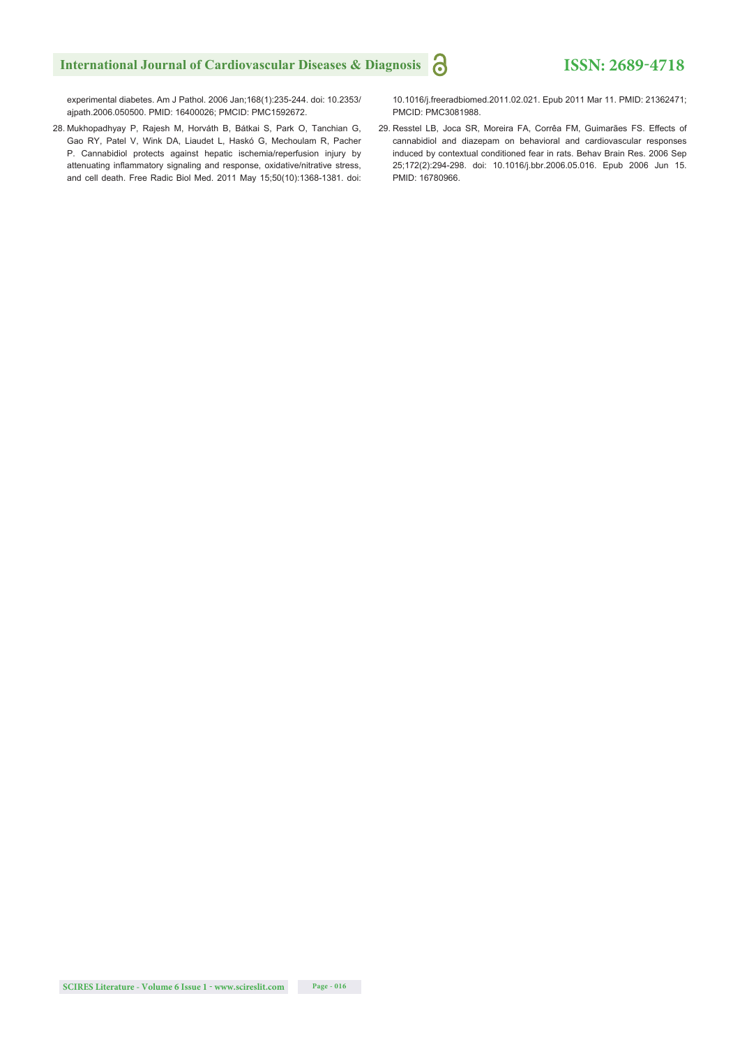experimental diabetes. Am J Pathol. 2006 Jan;168(1):235-244. doi: 10.2353/ajpath.2006.050500. PMID: 16400026; PMCID: PMC1592672.

28. Mukhopadhyay P, Rajesh M, Horváth B, Bátkai S, Park O, Tanchian G, Gao RY, Patel V, Wink DA, Liaudet L, Haskó G, Mechoulam R, Pacher P. Cannabidiol protects against hepatic ischemia/reperfusion injury by attenuating inflammatory signaling and response, oxidative/nitrative stress, and cell death. Free Radic Biol Med. 2011 May 15;50(10):1368-1381. doi: 10.1016/j.freeradbiomed.2011.02.021. Epub 2011 Mar 11. PMID: 21362471; PMCID: PMC3081988.

29. Resstel LB, Joca SR, Moreira FA, Corrêa FM, Guimarães FS. Effects of cannabidiol and diazepam on behavioral and cardiovascular responses induced by contextual conditioned fear in rats. Behav Brain Res. 2006 Sep 25;172(2):294-298. doi: 10.1016/j.bbr.2006.05.016. Epub 2006 Jun 15. PMID: 16780966.